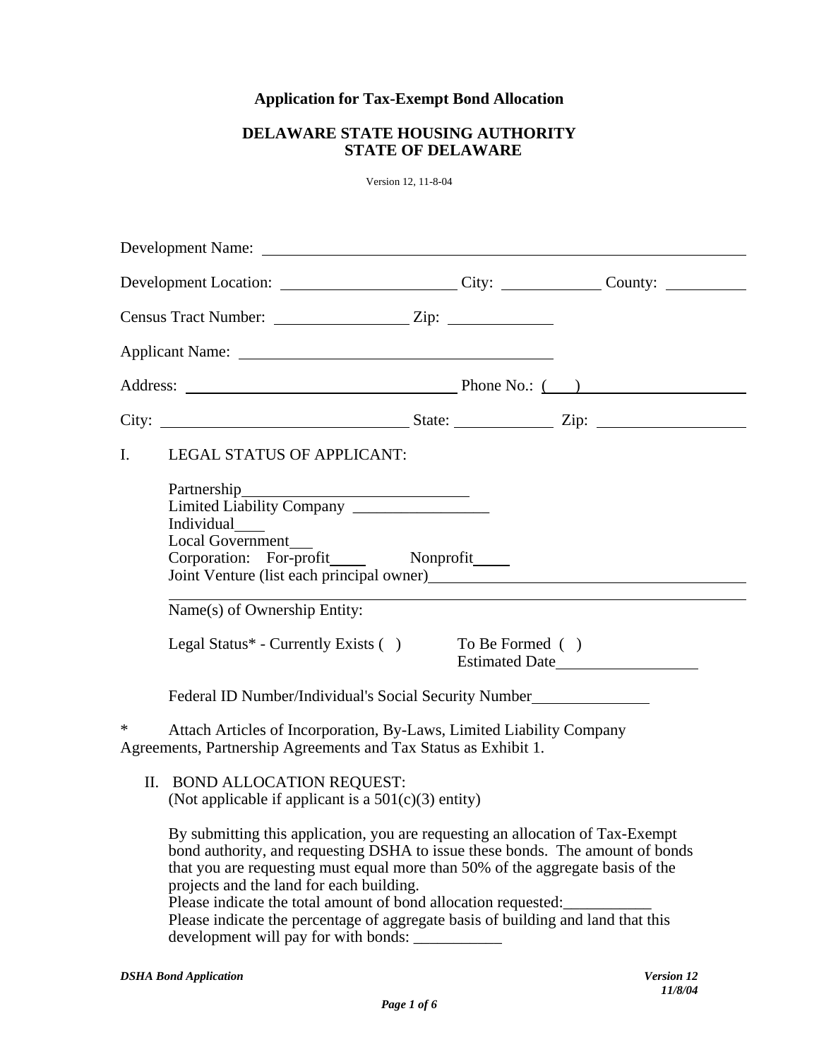**Application for Tax-Exempt Bond Allocation**

**DELAWARE STATE HOUSING AUTHORITY**
**STATE OF DELAWARE**

Version 12, 11-8-04

Development Name: ______________________________________________

Development Location: ____________________ City: ___________ County: _________

Census Tract Number: _______________ Zip: ___________

Applicant Name: ________________________________

Address: ______________________________ Phone No.: (   ) __________________

City: ___________________________ State: ___________ Zip: _______________

I. LEGAL STATUS OF APPLICANT:

Partnership__________________________
Limited Liability Company ________________
Individual____
Local Government___
Corporation: For-profit____ Nonprofit____
Joint Venture (list each principal owner)______________________________________

Name(s) of Ownership Entity:

Legal Status* - Currently Exists ( ) To Be Formed ( )
Estimated Date________________

Federal ID Number/Individual's Social Security Number______________

\* Attach Articles of Incorporation, By-Laws, Limited Liability Company Agreements, Partnership Agreements and Tax Status as Exhibit 1.

II. BOND ALLOCATION REQUEST:
(Not applicable if applicant is a 501(c)(3) entity)

By submitting this application, you are requesting an allocation of Tax-Exempt bond authority, and requesting DSHA to issue these bonds. The amount of bonds that you are requesting must equal more than 50% of the aggregate basis of the projects and the land for each building.
Please indicate the total amount of bond allocation requested:___________
Please indicate the percentage of aggregate basis of building and land that this development will pay for with bonds: ___________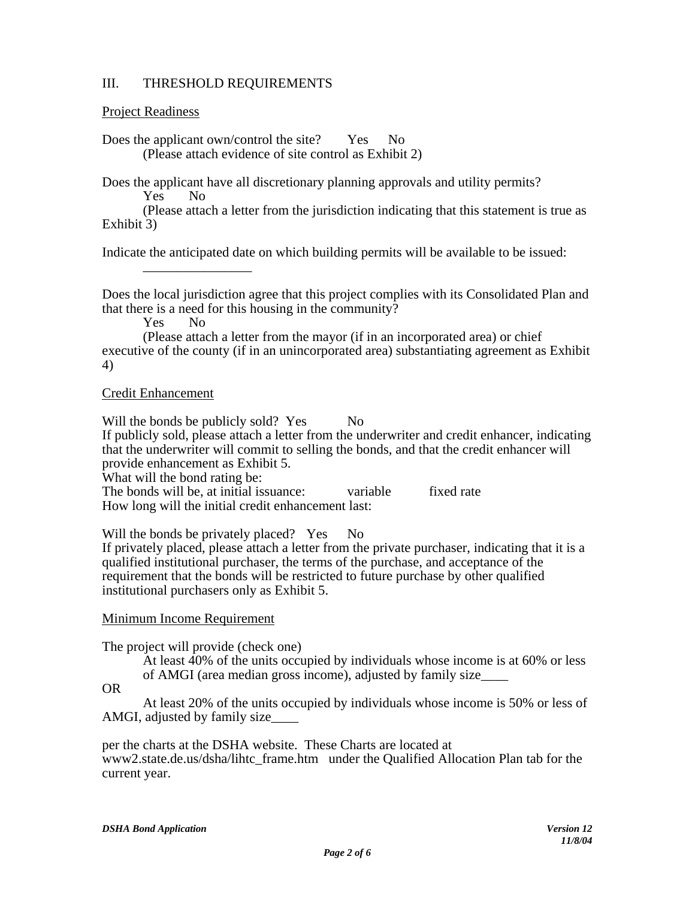## III. THRESHOLD REQUIREMENTS

Project Readiness

Does the applicant own/control the site? Yes No
(Please attach evidence of site control as Exhibit 2)

Does the applicant have all discretionary planning approvals and utility permits?
Yes No
(Please attach a letter from the jurisdiction indicating that this statement is true as Exhibit 3)

Indicate the anticipated date on which building permits will be available to be issued:
________________

Does the local jurisdiction agree that this project complies with its Consolidated Plan and that there is a need for this housing in the community?
Yes No
(Please attach a letter from the mayor (if in an incorporated area) or chief executive of the county (if in an unincorporated area) substantiating agreement as Exhibit 4)

Credit Enhancement

Will the bonds be publicly sold? Yes No
If publicly sold, please attach a letter from the underwriter and credit enhancer, indicating that the underwriter will commit to selling the bonds, and that the credit enhancer will provide enhancement as Exhibit 5.
What will the bond rating be:
The bonds will be, at initial issuance: variable fixed rate
How long will the initial credit enhancement last:

Will the bonds be privately placed? Yes No
If privately placed, please attach a letter from the private purchaser, indicating that it is a qualified institutional purchaser, the terms of the purchase, and acceptance of the requirement that the bonds will be restricted to future purchase by other qualified institutional purchasers only as Exhibit 5.

Minimum Income Requirement

The project will provide (check one)
At least 40% of the units occupied by individuals whose income is at 60% or less of AMGI (area median gross income), adjusted by family size____
OR
At least 20% of the units occupied by individuals whose income is 50% or less of AMGI, adjusted by family size____

per the charts at the DSHA website. These Charts are located at www2.state.de.us/dsha/lihtc_frame.htm under the Qualified Allocation Plan tab for the current year.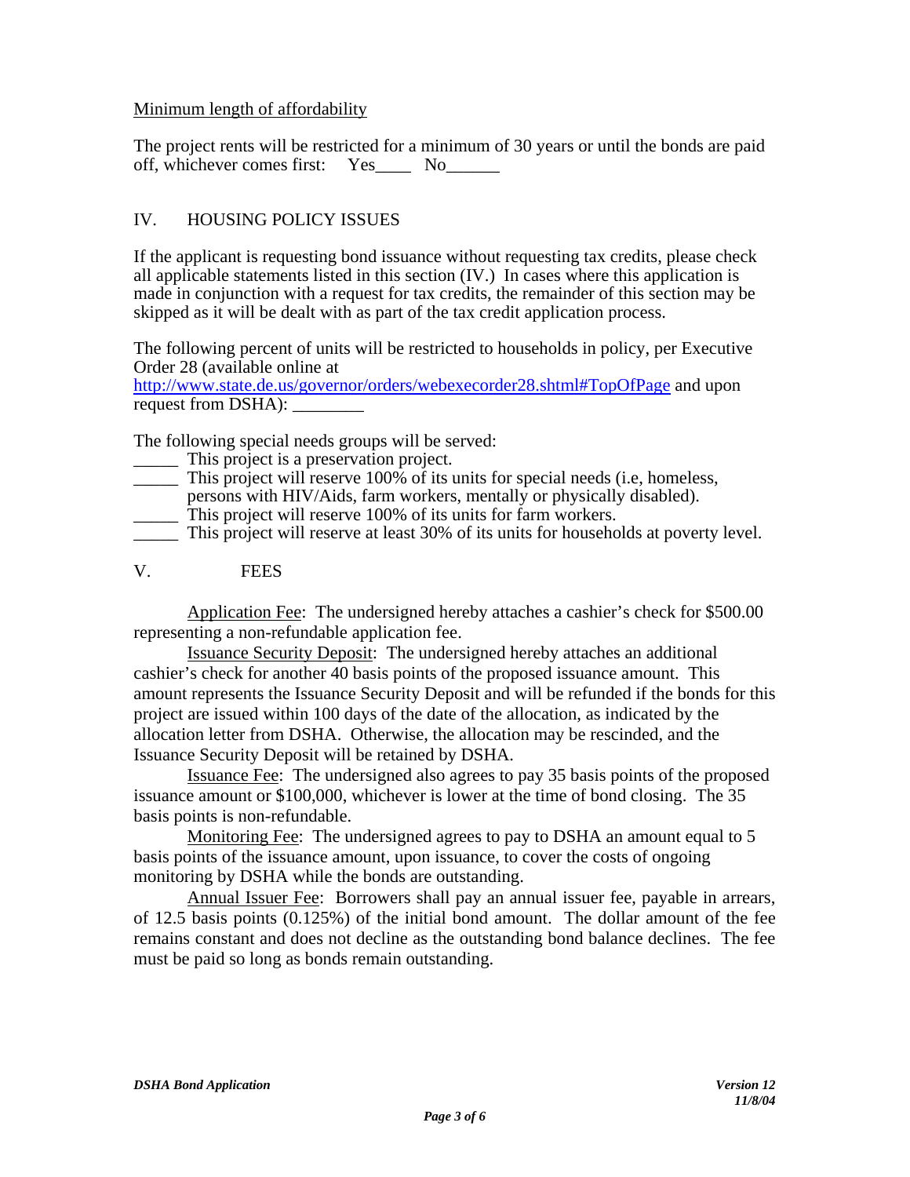Minimum length of affordability

The project rents will be restricted for a minimum of 30 years or until the bonds are paid off, whichever comes first: Yes____ No______

## IV. HOUSING POLICY ISSUES

If the applicant is requesting bond issuance without requesting tax credits, please check all applicable statements listed in this section (IV.) In cases where this application is made in conjunction with a request for tax credits, the remainder of this section may be skipped as it will be dealt with as part of the tax credit application process.

The following percent of units will be restricted to households in policy, per Executive Order 28 (available online at http://www.state.de.us/governor/orders/webexecorder28.shtml#TopOfPage and upon request from DSHA): ________

The following special needs groups will be served:

_____ This project is a preservation project.
_____ This project will reserve 100% of its units for special needs (i.e, homeless, persons with HIV/Aids, farm workers, mentally or physically disabled).
_____ This project will reserve 100% of its units for farm workers.
_____ This project will reserve at least 30% of its units for households at poverty level.

## V. FEES

Application Fee: The undersigned hereby attaches a cashier's check for $500.00 representing a non-refundable application fee.

Issuance Security Deposit: The undersigned hereby attaches an additional cashier's check for another 40 basis points of the proposed issuance amount. This amount represents the Issuance Security Deposit and will be refunded if the bonds for this project are issued within 100 days of the date of the allocation, as indicated by the allocation letter from DSHA. Otherwise, the allocation may be rescinded, and the Issuance Security Deposit will be retained by DSHA.

Issuance Fee: The undersigned also agrees to pay 35 basis points of the proposed issuance amount or $100,000, whichever is lower at the time of bond closing. The 35 basis points is non-refundable.

Monitoring Fee: The undersigned agrees to pay to DSHA an amount equal to 5 basis points of the issuance amount, upon issuance, to cover the costs of ongoing monitoring by DSHA while the bonds are outstanding.

Annual Issuer Fee: Borrowers shall pay an annual issuer fee, payable in arrears, of 12.5 basis points (0.125%) of the initial bond amount. The dollar amount of the fee remains constant and does not decline as the outstanding bond balance declines. The fee must be paid so long as bonds remain outstanding.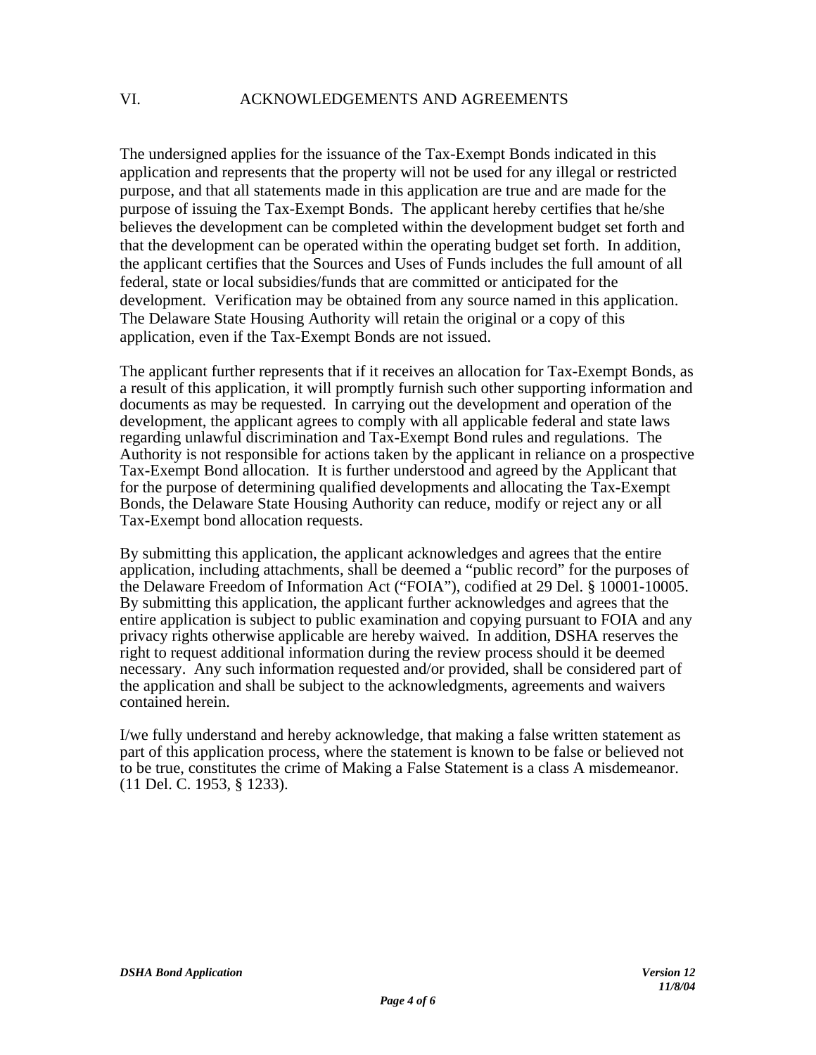## VI. ACKNOWLEDGEMENTS AND AGREEMENTS

The undersigned applies for the issuance of the Tax-Exempt Bonds indicated in this application and represents that the property will not be used for any illegal or restricted purpose, and that all statements made in this application are true and are made for the purpose of issuing the Tax-Exempt Bonds. The applicant hereby certifies that he/she believes the development can be completed within the development budget set forth and that the development can be operated within the operating budget set forth. In addition, the applicant certifies that the Sources and Uses of Funds includes the full amount of all federal, state or local subsidies/funds that are committed or anticipated for the development. Verification may be obtained from any source named in this application. The Delaware State Housing Authority will retain the original or a copy of this application, even if the Tax-Exempt Bonds are not issued.

The applicant further represents that if it receives an allocation for Tax-Exempt Bonds, as a result of this application, it will promptly furnish such other supporting information and documents as may be requested. In carrying out the development and operation of the development, the applicant agrees to comply with all applicable federal and state laws regarding unlawful discrimination and Tax-Exempt Bond rules and regulations. The Authority is not responsible for actions taken by the applicant in reliance on a prospective Tax-Exempt Bond allocation. It is further understood and agreed by the Applicant that for the purpose of determining qualified developments and allocating the Tax-Exempt Bonds, the Delaware State Housing Authority can reduce, modify or reject any or all Tax-Exempt bond allocation requests.

By submitting this application, the applicant acknowledges and agrees that the entire application, including attachments, shall be deemed a "public record" for the purposes of the Delaware Freedom of Information Act ("FOIA"), codified at 29 Del. § 10001-10005. By submitting this application, the applicant further acknowledges and agrees that the entire application is subject to public examination and copying pursuant to FOIA and any privacy rights otherwise applicable are hereby waived. In addition, DSHA reserves the right to request additional information during the review process should it be deemed necessary. Any such information requested and/or provided, shall be considered part of the application and shall be subject to the acknowledgments, agreements and waivers contained herein.

I/we fully understand and hereby acknowledge, that making a false written statement as part of this application process, where the statement is known to be false or believed not to be true, constitutes the crime of Making a False Statement is a class A misdemeanor. (11 Del. C. 1953, § 1233).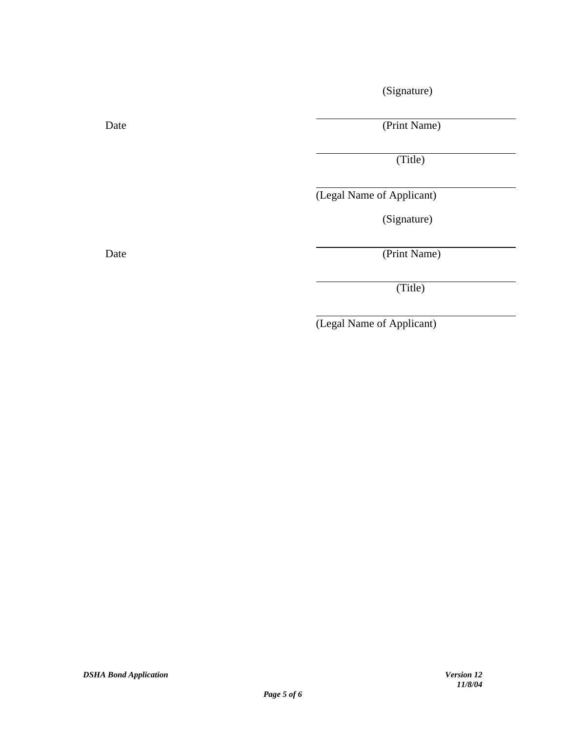(Signature)

Date ______________________ (Print Name)

______________________

(Title)

______________________

(Legal Name of Applicant)

(Signature)

Date ______________________ (Print Name)

______________________

(Title)

______________________

(Legal Name of Applicant)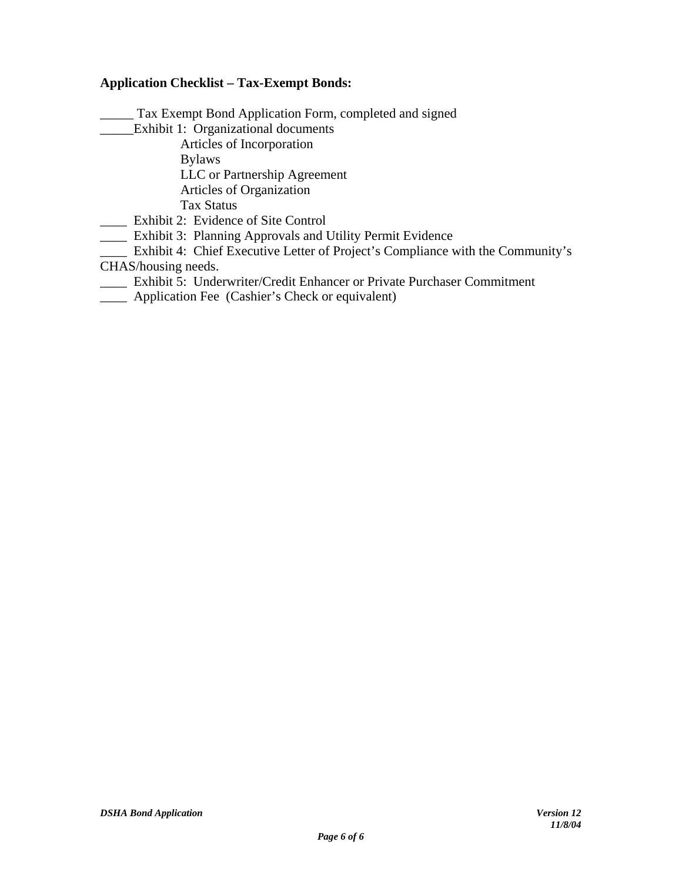**Application Checklist – Tax-Exempt Bonds:**

_____ Tax Exempt Bond Application Form, completed and signed

_____Exhibit 1: Organizational documents

- Articles of Incorporation
- Bylaws
- LLC or Partnership Agreement
- Articles of Organization
- Tax Status

____ Exhibit 2: Evidence of Site Control

____ Exhibit 3: Planning Approvals and Utility Permit Evidence

____ Exhibit 4: Chief Executive Letter of Project's Compliance with the Community's CHAS/housing needs.

____ Exhibit 5: Underwriter/Credit Enhancer or Private Purchaser Commitment

____ Application Fee (Cashier's Check or equivalent)